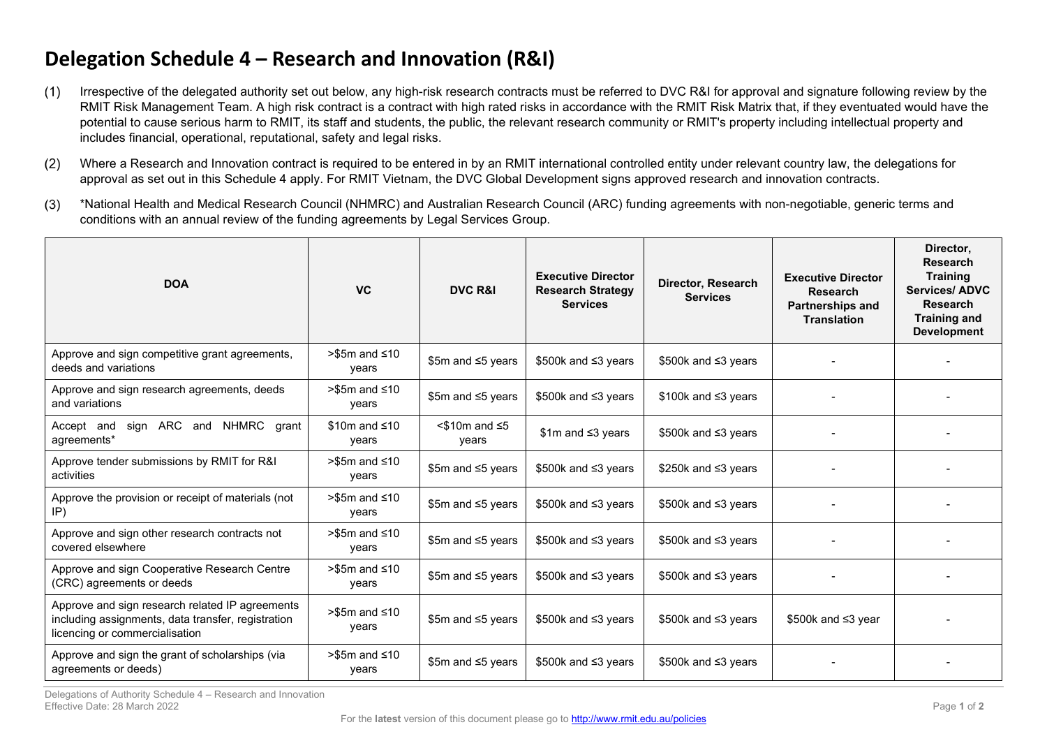# Delegation Schedule 4 – Research and Innovation (R&I)

(1) Irrespective of the delegated authority set out below, any high-risk research contracts must be referred to DVC R&I for approval and signature following review by the RMIT Risk Management Team. A high risk contract is a contract with high rated risks in accordance with the RMIT Risk Matrix that, if they eventuated would have the potential to cause serious harm to RMIT, its staff and students, the public, the relevant research community or RMIT's property including intellectual property and includes financial, operational, reputational, safety and legal risks.

(2) Where a Research and Innovation contract is required to be entered in by an RMIT international controlled entity under relevant country law, the delegations for approval as set out in this Schedule 4 apply. For RMIT Vietnam, the DVC Global Development signs approved research and innovation contracts.

(3) *National Health and Medical Research Council (NHMRC) and Australian Research Council (ARC) funding agreements with non-negotiable, generic terms and conditions with an annual review of the funding agreements by Legal Services Group.

| DOA | VC | DVC R&I | Executive Director Research Strategy Services | Director, Research Services | Executive Director Research Partnerships and Translation | Director, Research Training Services/ ADVC Research Training and Development |
|---|---|---|---|---|---|---|
| Approve and sign competitive grant agreements, deeds and variations | >$5m and ≤10 years | $5m and ≤5 years | $500k and ≤3 years | $500k and ≤3 years | - | - |
| Approve and sign research agreements, deeds and variations | >$5m and ≤10 years | $5m and ≤5 years | $500k and ≤3 years | $100k and ≤3 years | - | - |
| Accept and sign ARC and NHMRC grant agreements* | $10m and ≤10 years | <$10m and ≤5 years | $1m and ≤3 years | $500k and ≤3 years | - | - |
| Approve tender submissions by RMIT for R&I activities | >$5m and ≤10 years | $5m and ≤5 years | $500k and ≤3 years | $250k and ≤3 years | - | - |
| Approve the provision or receipt of materials (not IP) | >$5m and ≤10 years | $5m and ≤5 years | $500k and ≤3 years | $500k and ≤3 years | - | - |
| Approve and sign other research contracts not covered elsewhere | >$5m and ≤10 years | $5m and ≤5 years | $500k and ≤3 years | $500k and ≤3 years | - | - |
| Approve and sign Cooperative Research Centre (CRC) agreements or deeds | >$5m and ≤10 years | $5m and ≤5 years | $500k and ≤3 years | $500k and ≤3 years | - | - |
| Approve and sign research related IP agreements including assignments, data transfer, registration licencing or commercialisation | >$5m and ≤10 years | $5m and ≤5 years | $500k and ≤3 years | $500k and ≤3 years | $500k and ≤3 year | - |
| Approve and sign the grant of scholarships (via agreements or deeds) | >$5m and ≤10 years | $5m and ≤5 years | $500k and ≤3 years | $500k and ≤3 years | - | - |

Delegations of Authority Schedule 4 – Research and Innovation
Effective Date: 28 March 2022

For the **latest** version of this document please go to http://www.rmit.edu.au/policies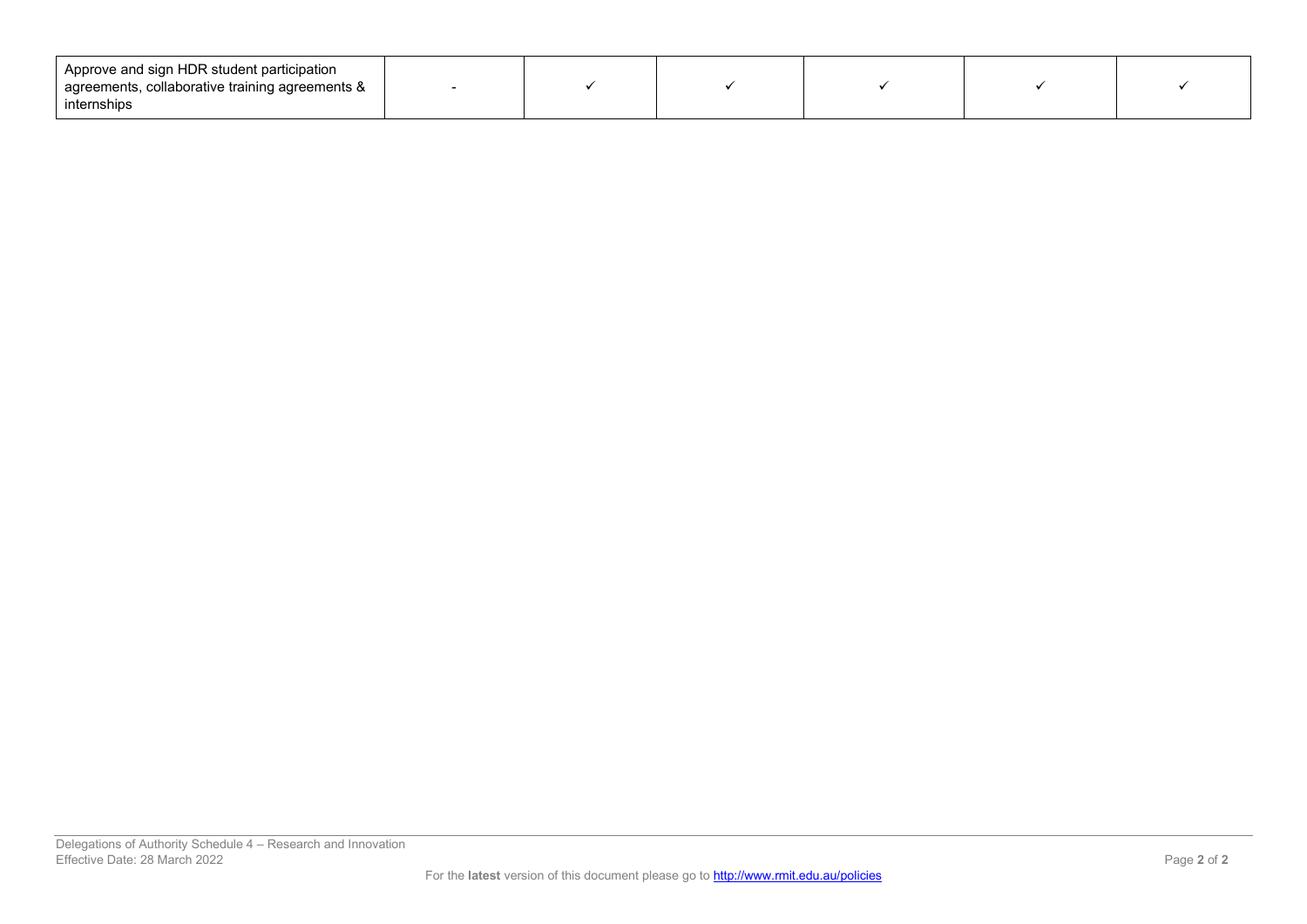| | | | | | | |
|---|---|---|---|---|---|---|
| Approve and sign HDR student participation agreements, collaborative training agreements & internships | - | ✓ | ✓ | ✓ | ✓ | ✓ |

Delegations of Authority Schedule 4 – Research and Innovation
Effective Date: 28 March 2022

For the **latest** version of this document please go to http://www.rmit.edu.au/policies